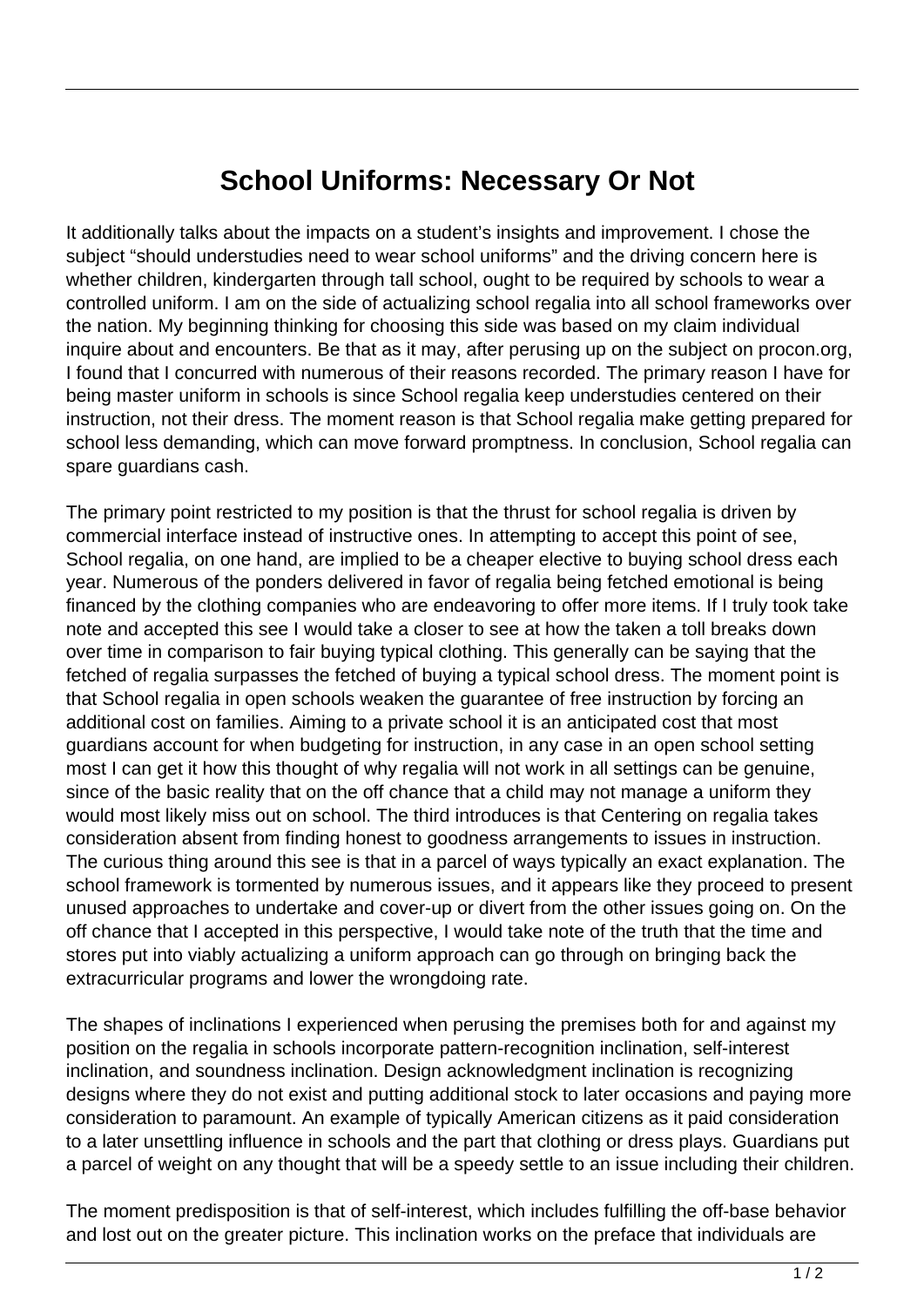# School Uniforms: Necessary Or Not

It additionally talks about the impacts on a student's insights and improvement. I chose the subject "should understudies need to wear school uniforms" and the driving concern here is whether children, kindergarten through tall school, ought to be required by schools to wear a controlled uniform. I am on the side of actualizing school regalia into all school frameworks over the nation. My beginning thinking for choosing this side was based on my claim individual inquire about and encounters. Be that as it may, after perusing up on the subject on procon.org, I found that I concurred with numerous of their reasons recorded. The primary reason I have for being master uniform in schools is since School regalia keep understudies centered on their instruction, not their dress. The moment reason is that School regalia make getting prepared for school less demanding, which can move forward promptness. In conclusion, School regalia can spare guardians cash.

The primary point restricted to my position is that the thrust for school regalia is driven by commercial interface instead of instructive ones. In attempting to accept this point of see, School regalia, on one hand, are implied to be a cheaper elective to buying school dress each year. Numerous of the ponders delivered in favor of regalia being fetched emotional is being financed by the clothing companies who are endeavoring to offer more items. If I truly took take note and accepted this see I would take a closer to see at how the taken a toll breaks down over time in comparison to fair buying typical clothing. This generally can be saying that the fetched of regalia surpasses the fetched of buying a typical school dress. The moment point is that School regalia in open schools weaken the guarantee of free instruction by forcing an additional cost on families. Aiming to a private school it is an anticipated cost that most guardians account for when budgeting for instruction, in any case in an open school setting most I can get it how this thought of why regalia will not work in all settings can be genuine, since of the basic reality that on the off chance that a child may not manage a uniform they would most likely miss out on school. The third introduces is that Centering on regalia takes consideration absent from finding honest to goodness arrangements to issues in instruction. The curious thing around this see is that in a parcel of ways typically an exact explanation. The school framework is tormented by numerous issues, and it appears like they proceed to present unused approaches to undertake and cover-up or divert from the other issues going on. On the off chance that I accepted in this perspective, I would take note of the truth that the time and stores put into viably actualizing a uniform approach can go through on bringing back the extracurricular programs and lower the wrongdoing rate.

The shapes of inclinations I experienced when perusing the premises both for and against my position on the regalia in schools incorporate pattern-recognition inclination, self-interest inclination, and soundness inclination. Design acknowledgment inclination is recognizing designs where they do not exist and putting additional stock to later occasions and paying more consideration to paramount. An example of typically American citizens as it paid consideration to a later unsettling influence in schools and the part that clothing or dress plays. Guardians put a parcel of weight on any thought that will be a speedy settle to an issue including their children.

The moment predisposition is that of self-interest, which includes fulfilling the off-base behavior and lost out on the greater picture. This inclination works on the preface that individuals are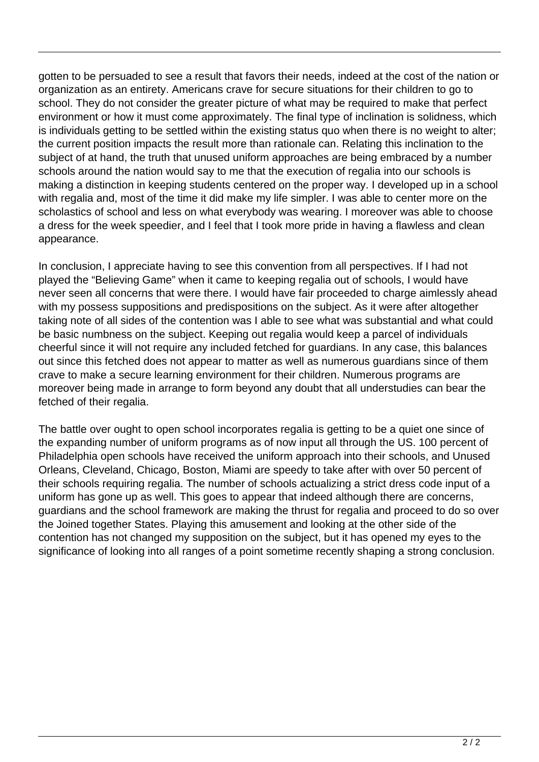gotten to be persuaded to see a result that favors their needs, indeed at the cost of the nation or organization as an entirety. Americans crave for secure situations for their children to go to school. They do not consider the greater picture of what may be required to make that perfect environment or how it must come approximately. The final type of inclination is solidness, which is individuals getting to be settled within the existing status quo when there is no weight to alter; the current position impacts the result more than rationale can. Relating this inclination to the subject of at hand, the truth that unused uniform approaches are being embraced by a number schools around the nation would say to me that the execution of regalia into our schools is making a distinction in keeping students centered on the proper way. I developed up in a school with regalia and, most of the time it did make my life simpler. I was able to center more on the scholastics of school and less on what everybody was wearing. I moreover was able to choose a dress for the week speedier, and I feel that I took more pride in having a flawless and clean appearance.

In conclusion, I appreciate having to see this convention from all perspectives. If I had not played the "Believing Game" when it came to keeping regalia out of schools, I would have never seen all concerns that were there. I would have fair proceeded to charge aimlessly ahead with my possess suppositions and predispositions on the subject. As it were after altogether taking note of all sides of the contention was I able to see what was substantial and what could be basic numbness on the subject. Keeping out regalia would keep a parcel of individuals cheerful since it will not require any included fetched for guardians. In any case, this balances out since this fetched does not appear to matter as well as numerous guardians since of them crave to make a secure learning environment for their children. Numerous programs are moreover being made in arrange to form beyond any doubt that all understudies can bear the fetched of their regalia.

The battle over ought to open school incorporates regalia is getting to be a quiet one since of the expanding number of uniform programs as of now input all through the US. 100 percent of Philadelphia open schools have received the uniform approach into their schools, and Unused Orleans, Cleveland, Chicago, Boston, Miami are speedy to take after with over 50 percent of their schools requiring regalia. The number of schools actualizing a strict dress code input of a uniform has gone up as well. This goes to appear that indeed although there are concerns, guardians and the school framework are making the thrust for regalia and proceed to do so over the Joined together States. Playing this amusement and looking at the other side of the contention has not changed my supposition on the subject, but it has opened my eyes to the significance of looking into all ranges of a point sometime recently shaping a strong conclusion.